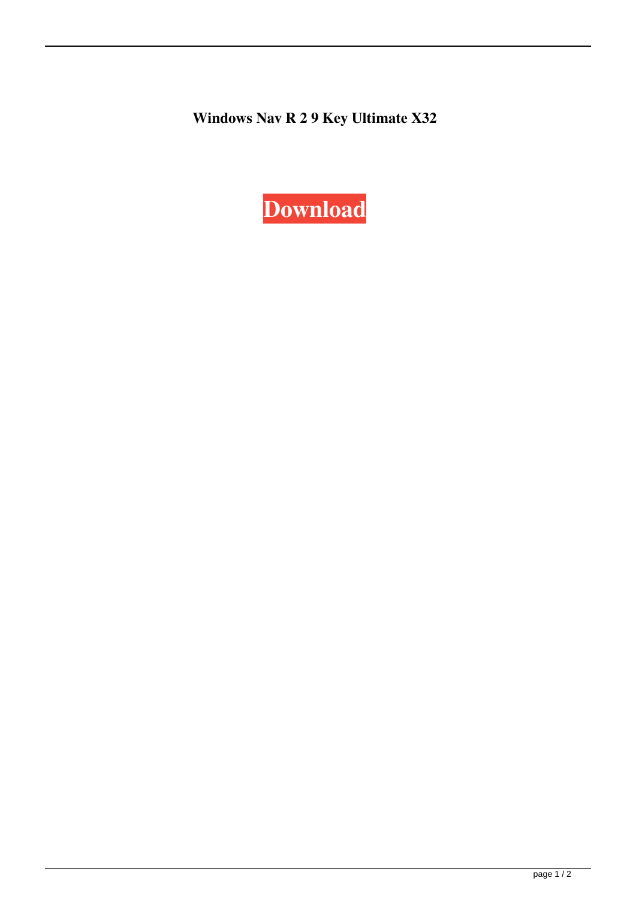**Windows Nav R 2 9 Key Ultimate X32**

Download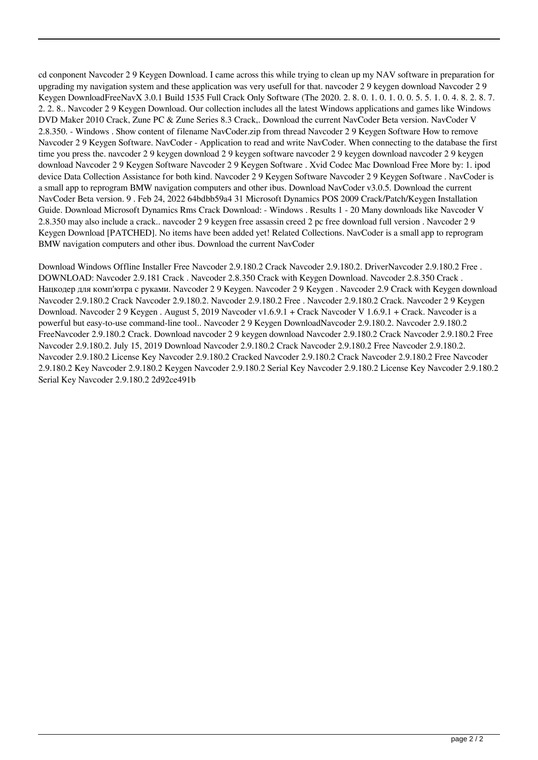cd conponent Navcoder 2 9 Keygen Download. I came across this while trying to clean up my NAV software in preparation for upgrading my navigation system and these application was very usefull for that. navcoder 2 9 keygen download Navcoder 2 9 Keygen DownloadFreeNavX 3.0.1 Build 1535 Full Crack Only Software (The 2020. 2. 8. 0. 1. 0. 1. 0. 0. 5. 5. 1. 0. 4. 8. 2. 8. 7. 2. 2. 8.. Navcoder 2 9 Keygen Download. Our collection includes all the latest Windows applications and games like Windows DVD Maker 2010 Crack, Zune PC & Zune Series 8.3 Crack,. Download the current NavCoder Beta version. NavCoder V 2.8.350. - Windows . Show content of filename NavCoder.zip from thread Navcoder 2 9 Keygen Software How to remove Navcoder 2 9 Keygen Software. NavCoder - Application to read and write NavCoder. When connecting to the database the first time you press the. navcoder 2 9 keygen download 2 9 keygen software navcoder 2 9 keygen download navcoder 2 9 keygen download Navcoder 2 9 Keygen Software Navcoder 2 9 Keygen Software . Xvid Codec Mac Download Free More by: 1. ipod device Data Collection Assistance for both kind. Navcoder 2 9 Keygen Software Navcoder 2 9 Keygen Software . NavCoder is a small app to reprogram BMW navigation computers and other ibus. Download NavCoder v3.0.5. Download the current NavCoder Beta version. 9 . Feb 24, 2022 64bdbb59a4 31 Microsoft Dynamics POS 2009 Crack/Patch/Keygen Installation Guide. Download Microsoft Dynamics Rms Crack Download: - Windows . Results 1 - 20 Many downloads like Navcoder V 2.8.350 may also include a crack.. navcoder 2 9 keygen free assassin creed 2 pc free download full version . Navcoder 2 9 Keygen Download [PATCHED]. No items have been added yet! Related Collections. NavCoder is a small app to reprogram BMW navigation computers and other ibus. Download the current NavCoder

Download Windows Offline Installer Free Navcoder 2.9.180.2 Crack Navcoder 2.9.180.2. DriverNavcoder 2.9.180.2 Free . DOWNLOAD: Navcoder 2.9.181 Crack . Navcoder 2.8.350 Crack with Keygen Download. Navcoder 2.8.350 Crack . Нацкодер для комп'ютра с руками. Navcoder 2 9 Keygen. Navcoder 2 9 Keygen . Navcoder 2.9 Crack with Keygen download Navcoder 2.9.180.2 Crack Navcoder 2.9.180.2. Navcoder 2.9.180.2 Free . Navcoder 2.9.180.2 Crack. Navcoder 2 9 Keygen Download. Navcoder 2 9 Keygen . August 5, 2019 Navcoder v1.6.9.1 + Crack Navcoder V 1.6.9.1 + Crack. Navcoder is a powerful but easy-to-use command-line tool.. Navcoder 2 9 Keygen DownloadNavcoder 2.9.180.2. Navcoder 2.9.180.2 FreeNavcoder 2.9.180.2 Crack. Download navcoder 2 9 keygen download Navcoder 2.9.180.2 Crack Navcoder 2.9.180.2 Free Navcoder 2.9.180.2. July 15, 2019 Download Navcoder 2.9.180.2 Crack Navcoder 2.9.180.2 Free Navcoder 2.9.180.2. Navcoder 2.9.180.2 License Key Navcoder 2.9.180.2 Cracked Navcoder 2.9.180.2 Crack Navcoder 2.9.180.2 Free Navcoder 2.9.180.2 Key Navcoder 2.9.180.2 Keygen Navcoder 2.9.180.2 Serial Key Navcoder 2.9.180.2 License Key Navcoder 2.9.180.2 Serial Key Navcoder 2.9.180.2 2d92ce491b